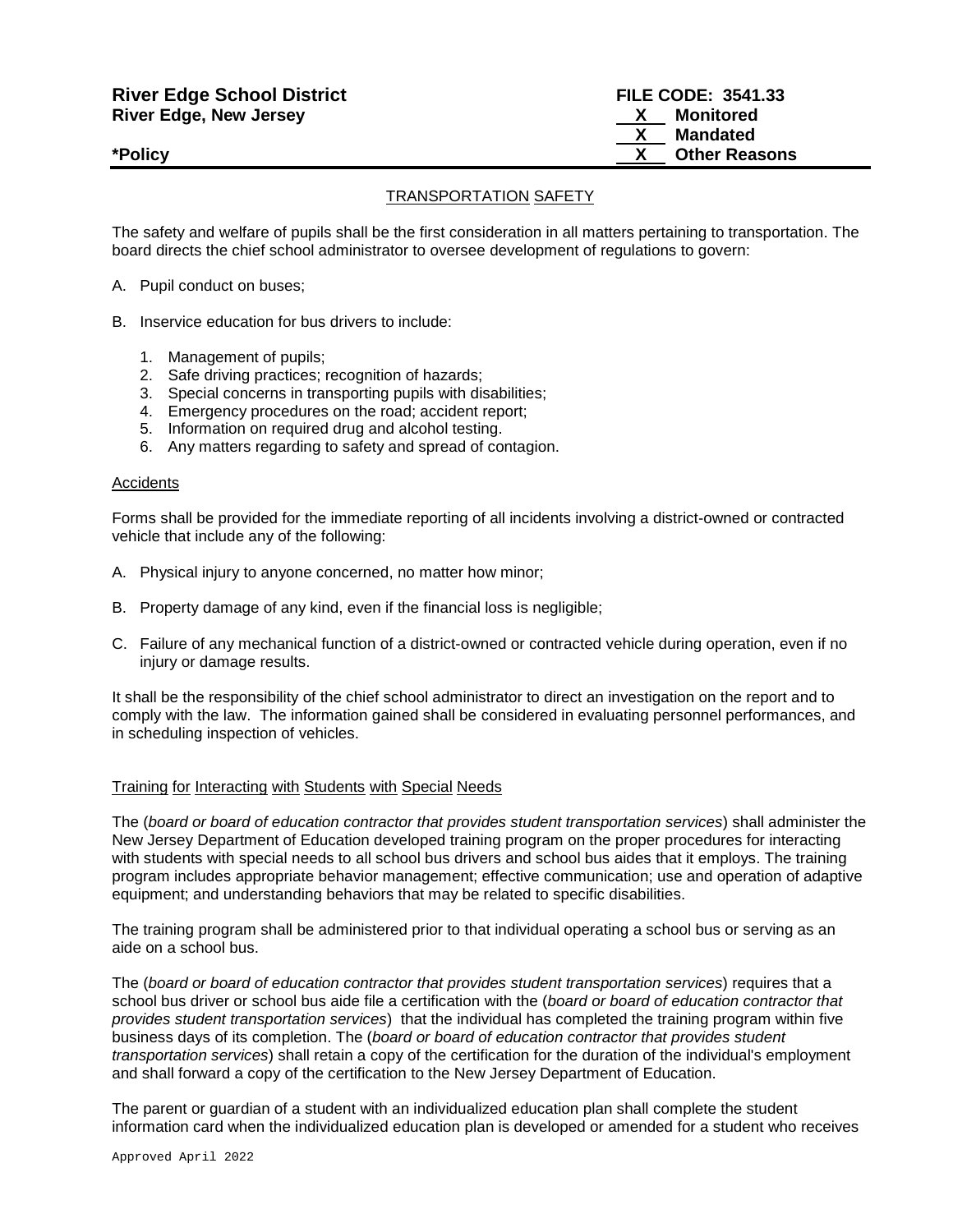**River Edge School District** **FILE CODE: 3541.33**
**River Edge, New Jersey**

X Monitored
X Mandated
X Other Reasons

***Policy**

## TRANSPORTATION SAFETY

The safety and welfare of pupils shall be the first consideration in all matters pertaining to transportation. The board directs the chief school administrator to oversee development of regulations to govern:

A. Pupil conduct on buses;

B. Inservice education for bus drivers to include:

1. Management of pupils;
2. Safe driving practices; recognition of hazards;
3. Special concerns in transporting pupils with disabilities;
4. Emergency procedures on the road; accident report;
5. Information on required drug and alcohol testing.
6. Any matters regarding to safety and spread of contagion.

### Accidents

Forms shall be provided for the immediate reporting of all incidents involving a district-owned or contracted vehicle that include any of the following:

A. Physical injury to anyone concerned, no matter how minor;

B. Property damage of any kind, even if the financial loss is negligible;

C. Failure of any mechanical function of a district-owned or contracted vehicle during operation, even if no injury or damage results.

It shall be the responsibility of the chief school administrator to direct an investigation on the report and to comply with the law. The information gained shall be considered in evaluating personnel performances, and in scheduling inspection of vehicles.

### Training for Interacting with Students with Special Needs

The (*board or board of education contractor that provides student transportation services*) shall administer the New Jersey Department of Education developed training program on the proper procedures for interacting with students with special needs to all school bus drivers and school bus aides that it employs. The training program includes appropriate behavior management; effective communication; use and operation of adaptive equipment; and understanding behaviors that may be related to specific disabilities.

The training program shall be administered prior to that individual operating a school bus or serving as an aide on a school bus.

The (*board or board of education contractor that provides student transportation services*) requires that a school bus driver or school bus aide file a certification with the (*board or board of education contractor that provides student transportation services*) that the individual has completed the training program within five business days of its completion. The (*board or board of education contractor that provides student transportation services*) shall retain a copy of the certification for the duration of the individual's employment and shall forward a copy of the certification to the New Jersey Department of Education.

The parent or guardian of a student with an individualized education plan shall complete the student information card when the individualized education plan is developed or amended for a student who receives

Approved April 2022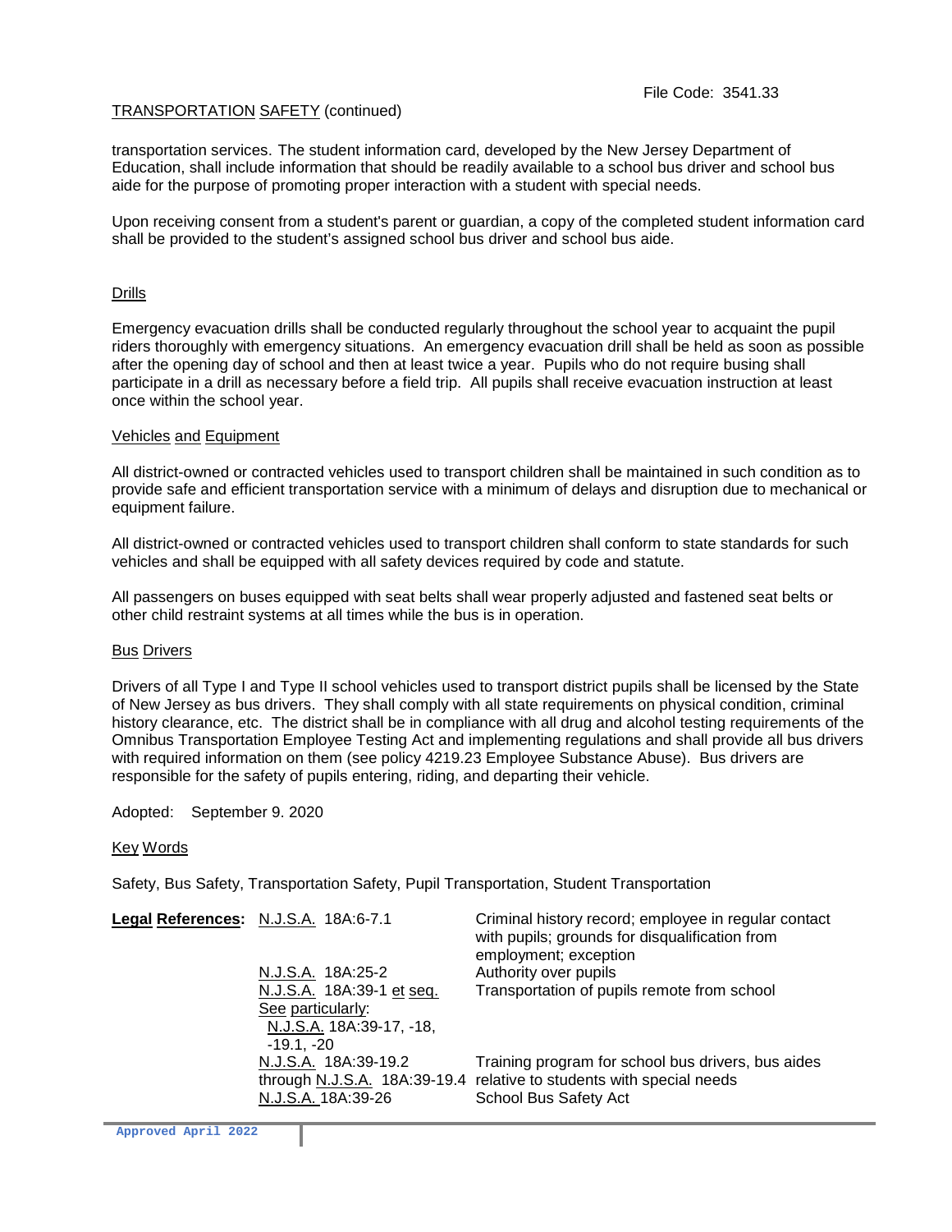transportation services. The student information card, developed by the New Jersey Department of Education, shall include information that should be readily available to a school bus driver and school bus aide for the purpose of promoting proper interaction with a student with special needs.

Upon receiving consent from a student's parent or guardian, a copy of the completed student information card shall be provided to the student's assigned school bus driver and school bus aide.

## Drills

Emergency evacuation drills shall be conducted regularly throughout the school year to acquaint the pupil riders thoroughly with emergency situations. An emergency evacuation drill shall be held as soon as possible after the opening day of school and then at least twice a year. Pupils who do not require busing shall participate in a drill as necessary before a field trip. All pupils shall receive evacuation instruction at least once within the school year.

## Vehicles and Equipment

All district-owned or contracted vehicles used to transport children shall be maintained in such condition as to provide safe and efficient transportation service with a minimum of delays and disruption due to mechanical or equipment failure.

All district-owned or contracted vehicles used to transport children shall conform to state standards for such vehicles and shall be equipped with all safety devices required by code and statute.

All passengers on buses equipped with seat belts shall wear properly adjusted and fastened seat belts or other child restraint systems at all times while the bus is in operation.

## Bus Drivers

Drivers of all Type I and Type II school vehicles used to transport district pupils shall be licensed by the State of New Jersey as bus drivers. They shall comply with all state requirements on physical condition, criminal history clearance, etc. The district shall be in compliance with all drug and alcohol testing requirements of the Omnibus Transportation Employee Testing Act and implementing regulations and shall provide all bus drivers with required information on them (see policy 4219.23 Employee Substance Abuse). Bus drivers are responsible for the safety of pupils entering, riding, and departing their vehicle.

Adopted: September 9. 2020

## Key Words

Safety, Bus Safety, Transportation Safety, Pupil Transportation, Student Transportation

**Legal References:**

| | | |
|---|---|---|
| **Legal References:** | N.J.S.A. 18A:6-7.1 | Criminal history record; employee in regular contact with pupils; grounds for disqualification from employment; exception |
| | N.J.S.A. 18A:25-2 | Authority over pupils |
| | N.J.S.A. 18A:39-1 et seq. | Transportation of pupils remote from school |
| | See particularly: N.J.S.A. 18A:39-17, -18, -19.1, -20 | |
| | N.J.S.A. 18A:39-19.2 through N.J.S.A. 18A:39-19.4 | Training program for school bus drivers, bus aides relative to students with special needs |
| | N.J.S.A. 18A:39-26 | School Bus Safety Act |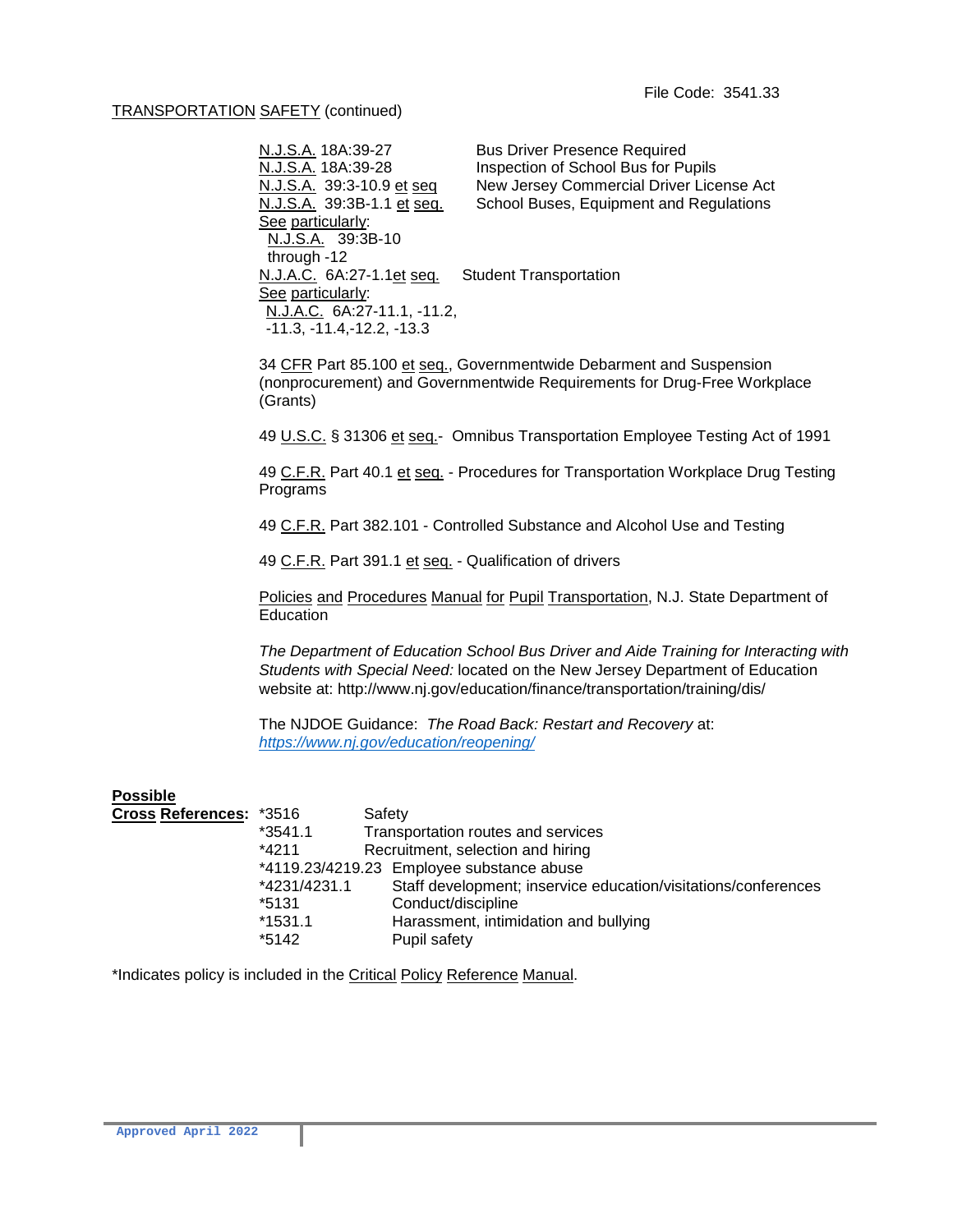TRANSPORTATION SAFETY (continued)

| | |
|---|---|
| N.J.S.A. 18A:39-27 | Bus Driver Presence Required |
| N.J.S.A. 18A:39-28 | Inspection of School Bus for Pupils |
| N.J.S.A. 39:3-10.9 et seq | New Jersey Commercial Driver License Act |
| N.J.S.A. 39:3B-1.1 et seq. | School Buses, Equipment and Regulations |
| See particularly: N.J.S.A. 39:3B-10 through -12 | |
| N.J.A.C. 6A:27-1.1et seq. | Student Transportation |
| See particularly: N.J.A.C. 6A:27-11.1, -11.2, -11.3, -11.4,-12.2, -13.3 | |

34 CFR Part 85.100 et seq., Governmentwide Debarment and Suspension (nonprocurement) and Governmentwide Requirements for Drug-Free Workplace (Grants)

49 U.S.C. § 31306 et seq.- Omnibus Transportation Employee Testing Act of 1991

49 C.F.R. Part 40.1 et seq. - Procedures for Transportation Workplace Drug Testing Programs

49 C.F.R. Part 382.101 - Controlled Substance and Alcohol Use and Testing

49 C.F.R. Part 391.1 et seq. - Qualification of drivers

Policies and Procedures Manual for Pupil Transportation, N.J. State Department of Education

*The Department of Education School Bus Driver and Aide Training for Interacting with Students with Special Need:* located on the New Jersey Department of Education website at: http://www.nj.gov/education/finance/transportation/training/dis/

The NJDOE Guidance: *The Road Back: Restart and Recovery* at: https://www.nj.gov/education/reopening/

**Possible Cross References:**

| | |
|---|---|
| *3516 | Safety |
| *3541.1 | Transportation routes and services |
| *4211 | Recruitment, selection and hiring |
| *4119.23/4219.23 | Employee substance abuse |
| *4231/4231.1 | Staff development; inservice education/visitations/conferences |
| *5131 | Conduct/discipline |
| *1531.1 | Harassment, intimidation and bullying |
| *5142 | Pupil safety |

*Indicates policy is included in the Critical Policy Reference Manual.